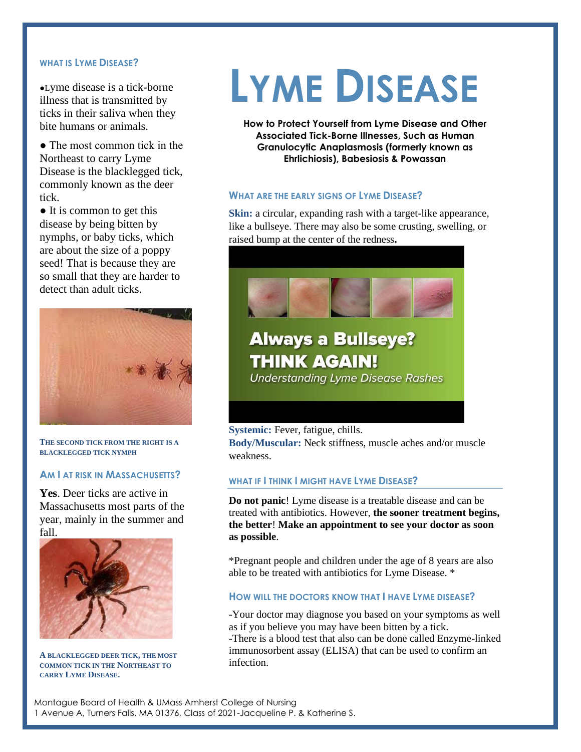# LYME DISEASE

**How to Protect Yourself from Lyme Disease and Other Associated Tick-Borne Illnesses, Such as Human Granulocytic Anaplasmosis (formerly known as Ehrlichiosis), Babesiosis & Powassan**

## WHAT IS LYME DISEASE?

- Lyme disease is a tick-borne illness that is transmitted by ticks in their saliva when they bite humans or animals.
- The most common tick in the Northeast to carry Lyme Disease is the blacklegged tick, commonly known as the deer tick.
- It is common to get this disease by being bitten by nymphs, or baby ticks, which are about the size of a poppy seed! That is because they are so small that they are harder to detect than adult ticks.

THE SECOND TICK FROM THE RIGHT IS A BLACKLEGGED TICK NYMPH

## AM I AT RISK IN MASSACHUSETTS?

**Yes**. Deer ticks are active in Massachusetts most parts of the year, mainly in the summer and fall.

A BLACKLEGGED DEER TICK, THE MOST COMMON TICK IN THE NORTHEAST TO CARRY LYME DISEASE.

## WHAT ARE THE EARLY SIGNS OF LYME DISEASE?

**Skin:** a circular, expanding rash with a target-like appearance, like a bullseye. There may also be some crusting, swelling, or raised bump at the center of the redness**.**

Always a Bullseye? THINK AGAIN!
*Understanding Lyme Disease Rashes*

**Systemic:** Fever, fatigue, chills.
**Body/Muscular:** Neck stiffness, muscle aches and/or muscle weakness.

## WHAT IF I THINK I MIGHT HAVE LYME DISEASE?

**Do not panic**! Lyme disease is a treatable disease and can be treated with antibiotics. However, **the sooner treatment begins, the better**! **Make an appointment to see your doctor as soon as possible**.

*Pregnant people and children under the age of 8 years are also able to be treated with antibiotics for Lyme Disease. *

## HOW WILL THE DOCTORS KNOW THAT I HAVE LYME DISEASE?

-Your doctor may diagnose you based on your symptoms as well as if you believe you may have been bitten by a tick.
-There is a blood test that also can be done called Enzyme-linked immunosorbent assay (ELISA) that can be used to confirm an infection.

Montague Board of Health & UMass Amherst College of Nursing
1 Avenue A, Turners Falls, MA 01376, Class of 2021-Jacqueline P. & Katherine S.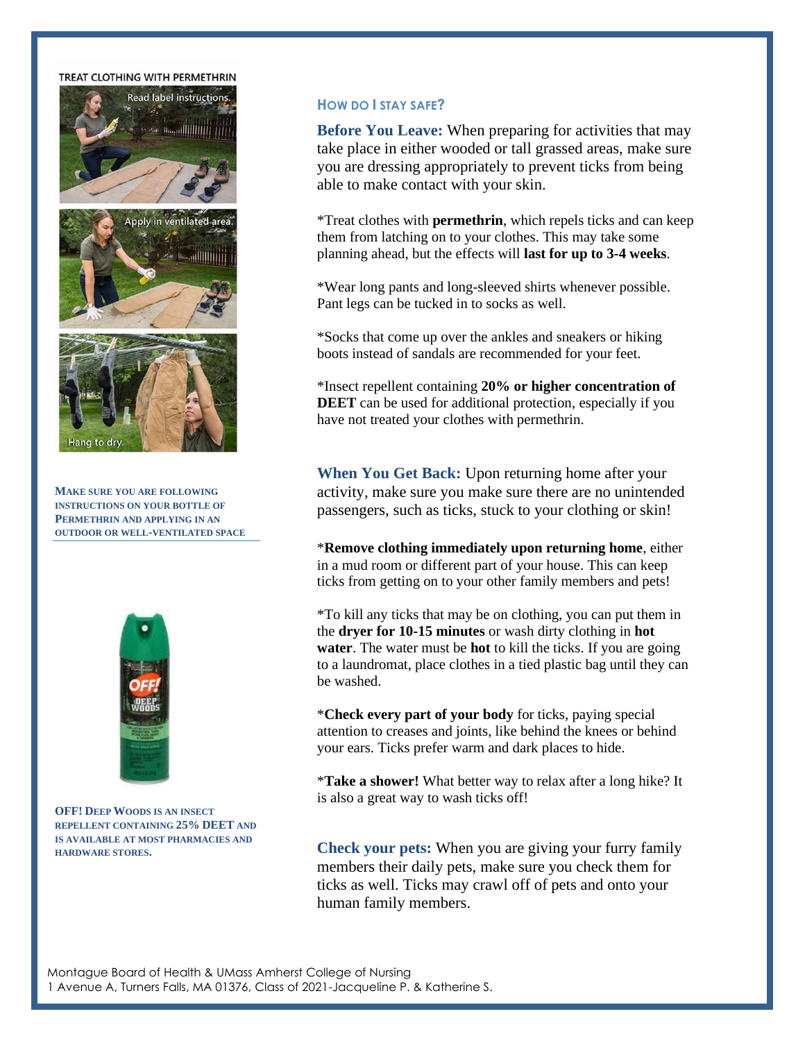TREAT CLOTHING WITH PERMETHRIN

Read label instructions.

Apply in ventilated area.

Hang to dry.

**MAKE SURE YOU ARE FOLLOWING INSTRUCTIONS ON YOUR BOTTLE OF PERMETHRIN AND APPLYING IN AN OUTDOOR OR WELL-VENTILATED SPACE**

**OFF! DEEP WOODS IS AN INSECT REPELLENT CONTAINING 25% DEET AND IS AVAILABLE AT MOST PHARMACIES AND HARDWARE STORES.**

## HOW DO I STAY SAFE?

**Before You Leave:** When preparing for activities that may take place in either wooded or tall grassed areas, make sure you are dressing appropriately to prevent ticks from being able to make contact with your skin.

*Treat clothes with **permethrin**, which repels ticks and can keep them from latching on to your clothes. This may take some planning ahead, but the effects will **last for up to 3-4 weeks**.

*Wear long pants and long-sleeved shirts whenever possible. Pant legs can be tucked in to socks as well.

*Socks that come up over the ankles and sneakers or hiking boots instead of sandals are recommended for your feet.

*Insect repellent containing **20% or higher concentration of DEET** can be used for additional protection, especially if you have not treated your clothes with permethrin.

**When You Get Back:** Upon returning home after your activity, make sure you make sure there are no unintended passengers, such as ticks, stuck to your clothing or skin!

***Remove clothing immediately upon returning home**, either in a mud room or different part of your house. This can keep ticks from getting on to your other family members and pets!

*To kill any ticks that may be on clothing, you can put them in the **dryer for 10-15 minutes** or wash dirty clothing in **hot water**. The water must be **hot** to kill the ticks. If you are going to a laundromat, place clothes in a tied plastic bag until they can be washed.

***Check every part of your body** for ticks, paying special attention to creases and joints, like behind the knees or behind your ears. Ticks prefer warm and dark places to hide.

***Take a shower!** What better way to relax after a long hike? It is also a great way to wash ticks off!

**Check your pets:** When you are giving your furry family members their daily pets, make sure you check them for ticks as well. Ticks may crawl off of pets and onto your human family members.

Montague Board of Health & UMass Amherst College of Nursing
1 Avenue A, Turners Falls, MA 01376, Class of 2021-Jacqueline P. & Katherine S.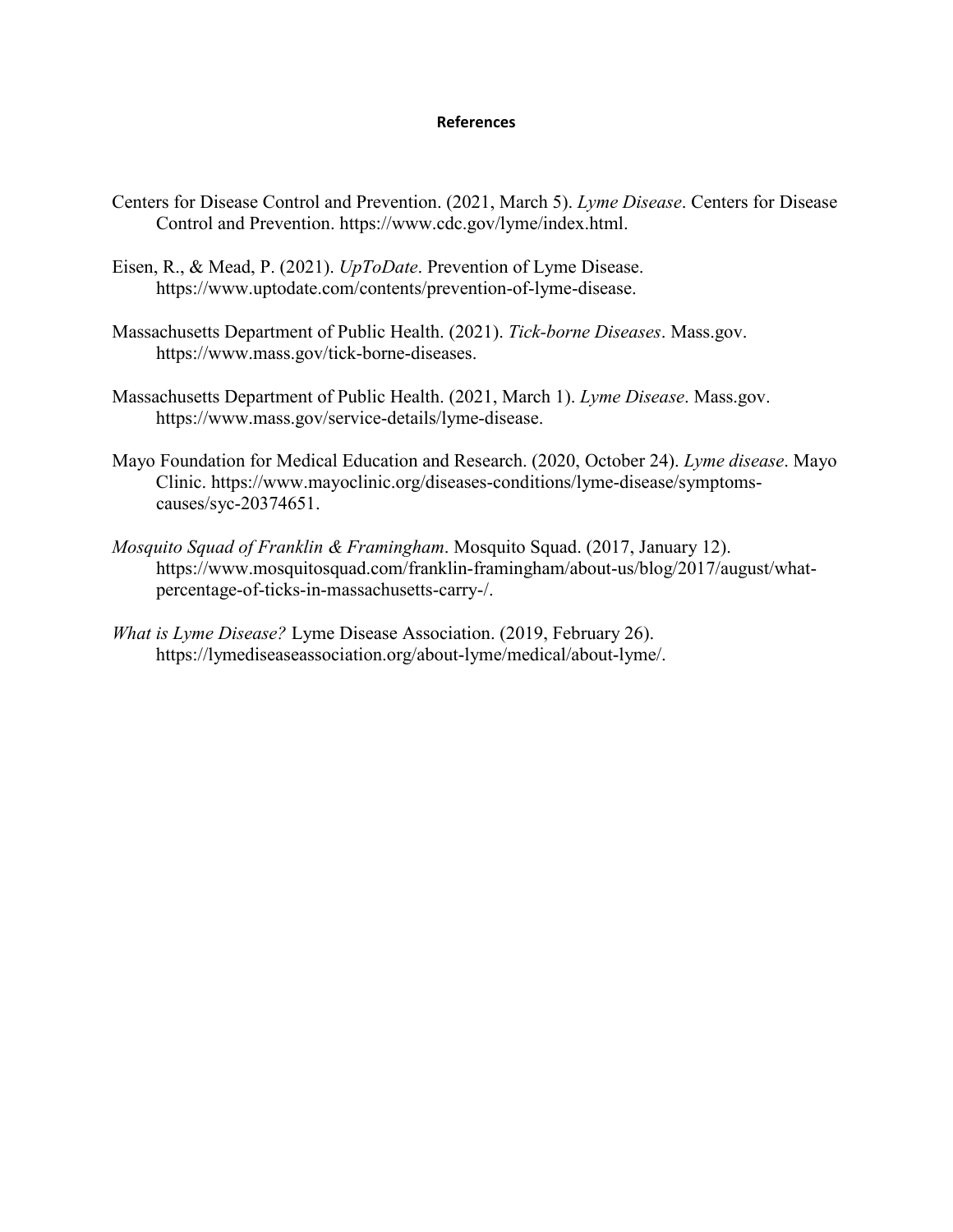**References**

Centers for Disease Control and Prevention. (2021, March 5). *Lyme Disease*. Centers for Disease Control and Prevention. https://www.cdc.gov/lyme/index.html.

Eisen, R., & Mead, P. (2021). *UpToDate*. Prevention of Lyme Disease. https://www.uptodate.com/contents/prevention-of-lyme-disease.

Massachusetts Department of Public Health. (2021). *Tick-borne Diseases*. Mass.gov. https://www.mass.gov/tick-borne-diseases.

Massachusetts Department of Public Health. (2021, March 1). *Lyme Disease*. Mass.gov. https://www.mass.gov/service-details/lyme-disease.

Mayo Foundation for Medical Education and Research. (2020, October 24). *Lyme disease*. Mayo Clinic. https://www.mayoclinic.org/diseases-conditions/lyme-disease/symptoms-causes/syc-20374651.

*Mosquito Squad of Franklin & Framingham*. Mosquito Squad. (2017, January 12). https://www.mosquitosquad.com/franklin-framingham/about-us/blog/2017/august/what-percentage-of-ticks-in-massachusetts-carry-/.

*What is Lyme Disease?* Lyme Disease Association. (2019, February 26). https://lymediseaseassociation.org/about-lyme/medical/about-lyme/.